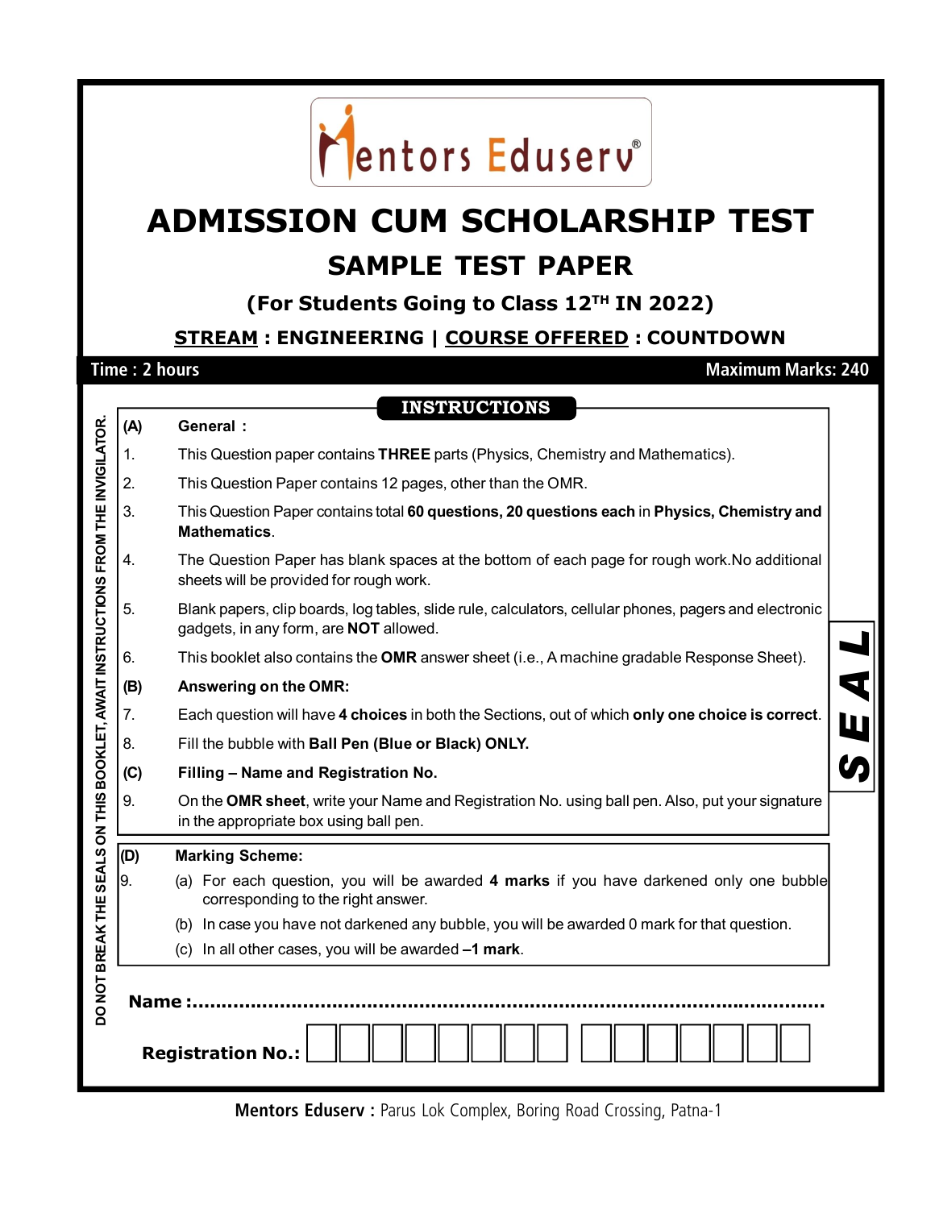Mentors Eduserv®

# ADMISSION CUM SCHOLARSHIP TEST

## SAMPLE TEST PAPER

### (For Students Going to Class 12TH IN 2022)

**STREAM : ENGINEERING | COURSE OFFERED : COUNTDOWN**

**Time : 2 hours** **Maximum Marks: 240**

DO NOT BREAK THE SEALS ON THIS BOOKLET, AWAIT INSTRUCTIONS FROM THE INVIGILATOR.

**INSTRUCTIONS**

**(A) General :**

1. This Question paper contains **THREE** parts (Physics, Chemistry and Mathematics).
2. This Question Paper contains 12 pages, other than the OMR.
3. This Question Paper contains total **60 questions, 20 questions each** in **Physics, Chemistry and Mathematics**.
4. The Question Paper has blank spaces at the bottom of each page for rough work.No additional sheets will be provided for rough work.
5. Blank papers, clip boards, log tables, slide rule, calculators, cellular phones, pagers and electronic gadgets, in any form, are **NOT** allowed.
6. This booklet also contains the **OMR** answer sheet (i.e., A machine gradable Response Sheet).

**(B) Answering on the OMR:**

7. Each question will have **4 choices** in both the Sections, out of which **only one choice is correct**.
8. Fill the bubble with **Ball Pen (Blue or Black) ONLY.**

**(C) Filling – Name and Registration No.**

9. On the **OMR sheet**, write your Name and Registration No. using ball pen. Also, put your signature in the appropriate box using ball pen.

**SEAL**

**(D) Marking Scheme:**

9. (a) For each question, you will be awarded **4 marks** if you have darkened only one bubble corresponding to the right answer.
   (b) In case you have not darkened any bubble, you will be awarded 0 mark for that question.
   (c) In all other cases, you will be awarded **–1 mark**.

**Name :**.......................................................................................................

**Registration No.:** | | | | | | | | | | | | | | | |

**Mentors Eduserv :** Parus Lok Complex, Boring Road Crossing, Patna-1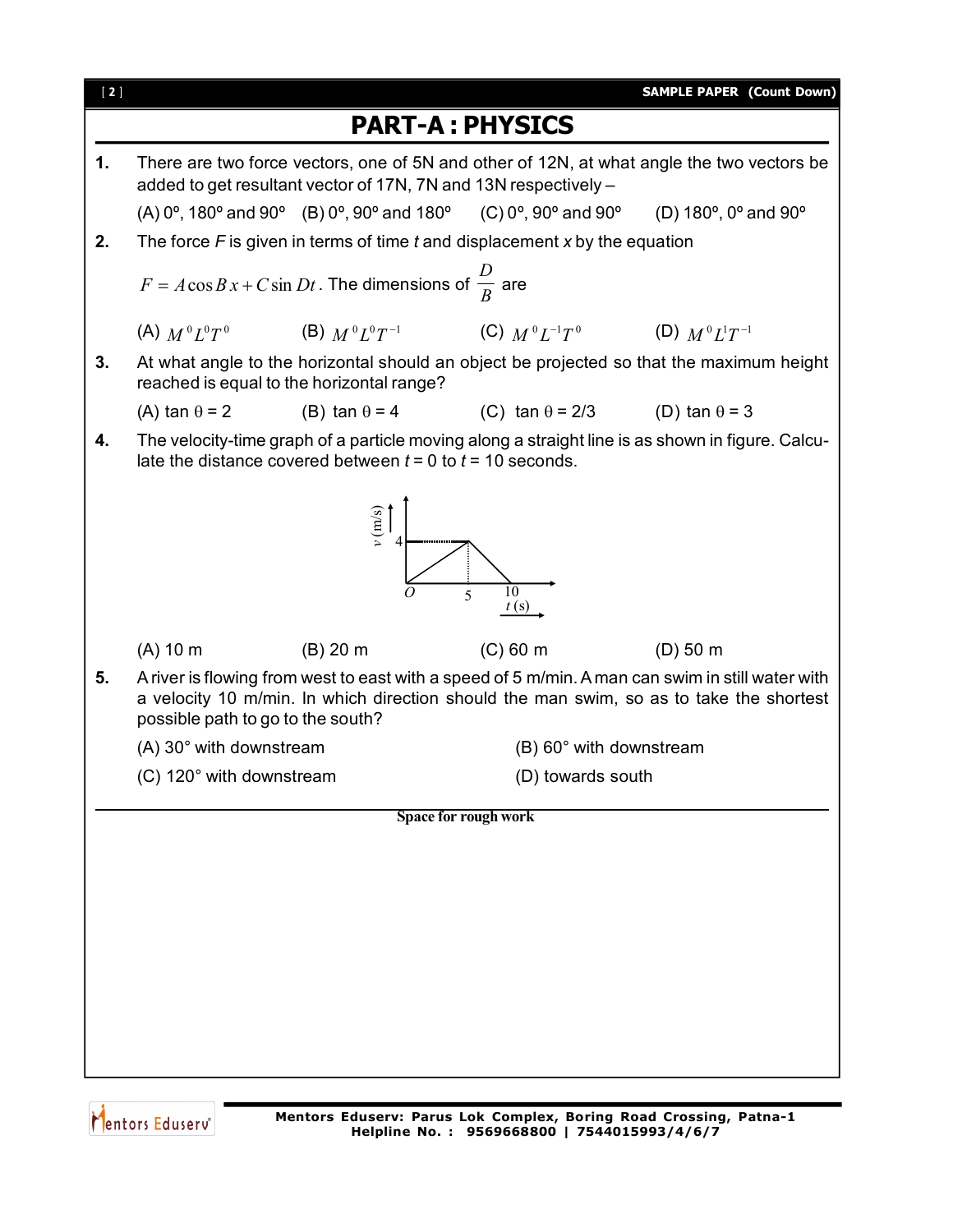# PART-A : PHYSICS

**1.** There are two force vectors, one of 5N and other of 12N, at what angle the two vectors be added to get resultant vector of 17N, 7N and 13N respectively –

(A) 0º, 180º and 90º (B) 0º, 90º and 180º (C) 0º, 90º and 90º (D) 180º, 0º and 90º

**2.** The force $F$ is given in terms of time $t$ and displacement $x$ by the equation

$F = A\cos Bx + C\sin Dt$. The dimensions of $\frac{D}{B}$ are

(A) $M^0L^0T^0$ (B) $M^0L^0T^{-1}$ (C) $M^0L^{-1}T^0$ (D) $M^0L^1T^{-1}$

**3.** At what angle to the horizontal should an object be projected so that the maximum height reached is equal to the horizontal range?

(A) $\tan\theta = 2$ (B) $\tan\theta = 4$ (C) $\tan\theta = 2/3$ (D) $\tan\theta = 3$

**4.** The velocity-time graph of a particle moving along a straight line is as shown in figure. Calculate the distance covered between $t = 0$ to $t = 10$ seconds.

(A) 10 m (B) 20 m (C) 60 m (D) 50 m

**5.** A river is flowing from west to east with a speed of 5 m/min. A man can swim in still water with a velocity 10 m/min. In which direction should the man swim, so as to take the shortest possible path to go to the south?

(A) 30° with downstream (B) 60° with downstream

(C) 120° with downstream (D) towards south

Space for rough work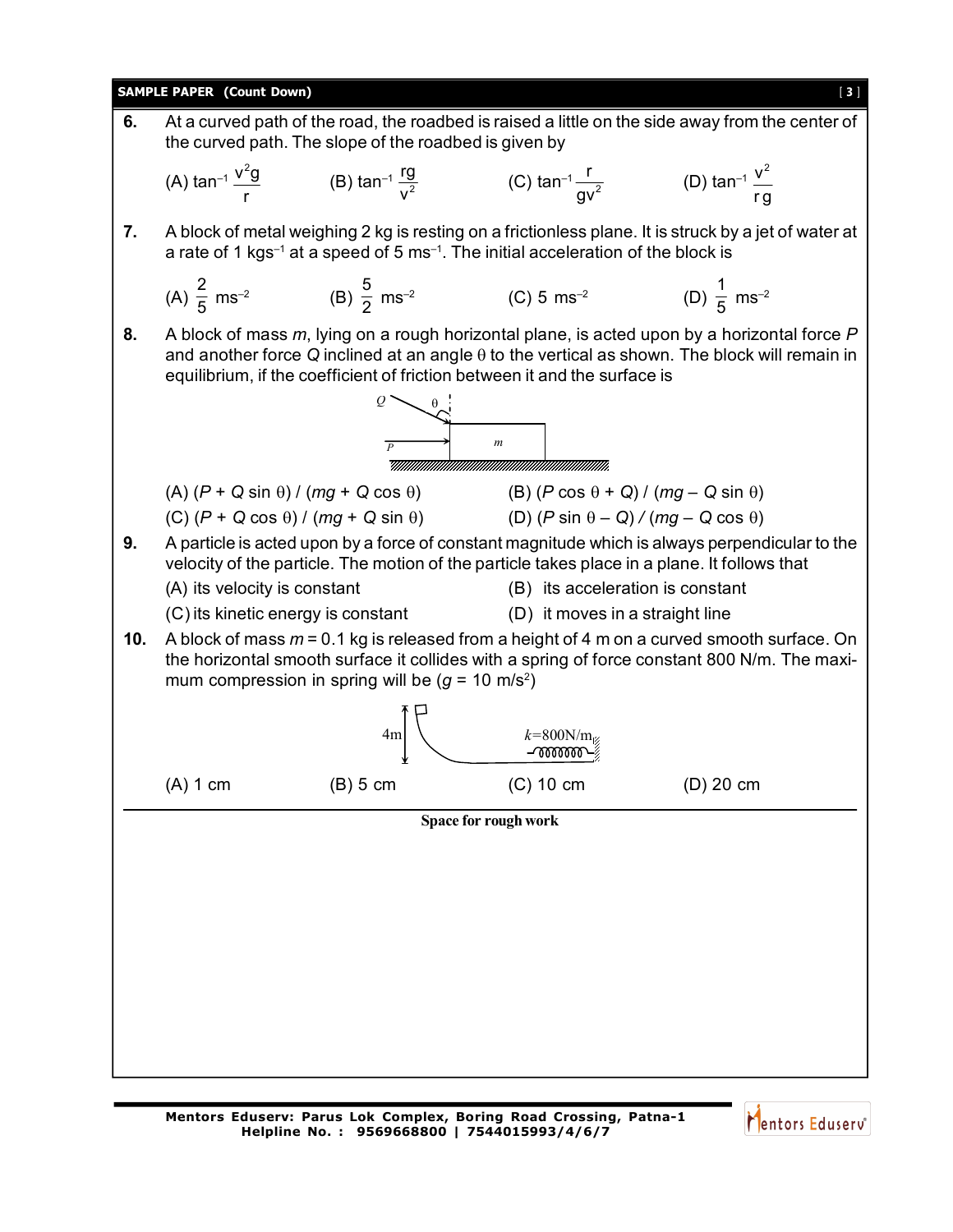**6.** At a curved path of the road, the roadbed is raised a little on the side away from the center of the curved path. The slope of the roadbed is given by

(A) $\tan^{-1}\dfrac{v^2 g}{r}$ (B) $\tan^{-1}\dfrac{rg}{v^2}$ (C) $\tan^{-1}\dfrac{r}{gv^2}$ (D) $\tan^{-1}\dfrac{v^2}{rg}$

**7.** A block of metal weighing 2 kg is resting on a frictionless plane. It is struck by a jet of water at a rate of 1 $kgs^{-1}$ at a speed of 5 $ms^{-1}$. The initial acceleration of the block is

(A) $\dfrac{2}{5}$ $ms^{-2}$ (B) $\dfrac{5}{2}$ $ms^{-2}$ (C) 5 $ms^{-2}$ (D) $\dfrac{1}{5}$ $ms^{-2}$

**8.** A block of mass $m$, lying on a rough horizontal plane, is acted upon by a horizontal force $P$ and another force $Q$ inclined at an angle $\theta$ to the vertical as shown. The block will remain in equilibrium, if the coefficient of friction between it and the surface is

(A) $(P + Q \sin\theta) / (mg + Q \cos\theta)$ (B) $(P \cos\theta + Q) / (mg - Q \sin\theta)$

(C) $(P + Q \cos\theta) / (mg + Q \sin\theta)$ (D) $(P \sin\theta - Q) / (mg - Q \cos\theta)$

**9.** A particle is acted upon by a force of constant magnitude which is always perpendicular to the velocity of the particle. The motion of the particle takes place in a plane. It follows that

(A) its velocity is constant (B) its acceleration is constant

(C) its kinetic energy is constant (D) it moves in a straight line

**10.** A block of mass $m$ = 0.1 kg is released from a height of 4 m on a curved smooth surface. On the horizontal smooth surface it collides with a spring of force constant 800 N/m. The maximum compression in spring will be ($g$ = 10 m/s$^2$)

(A) 1 cm (B) 5 cm (C) 10 cm (D) 20 cm

**Space for rough work**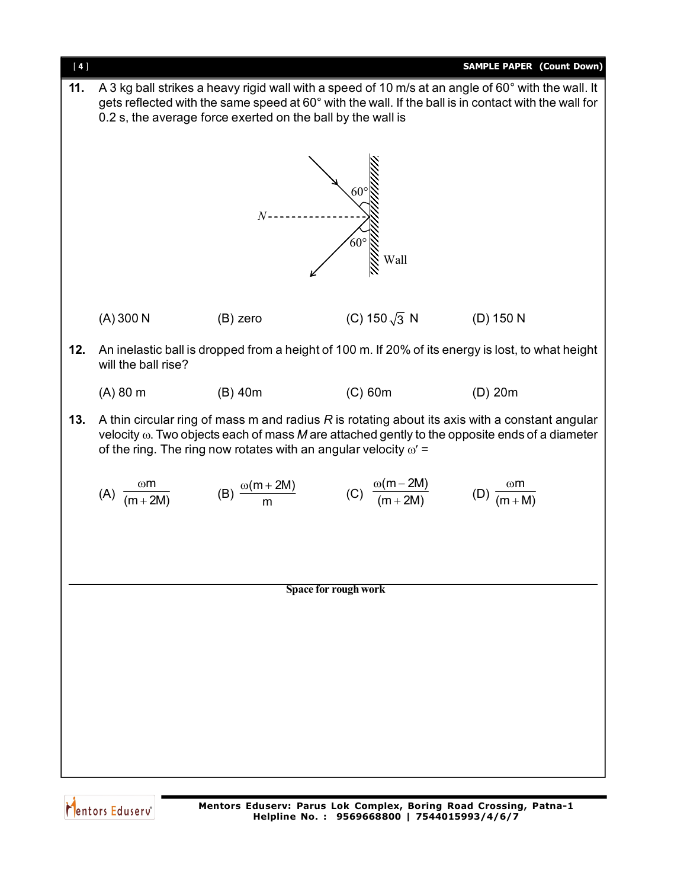**11.** A 3 kg ball strikes a heavy rigid wall with a speed of 10 m/s at an angle of 60° with the wall. It gets reflected with the same speed at 60° with the wall. If the ball is in contact with the wall for 0.2 s, the average force exerted on the ball by the wall is

(A) 300 N (B) zero (C) $150\sqrt{3}$ N (D) 150 N

**12.** An inelastic ball is dropped from a height of 100 m. If 20% of its energy is lost, to what height will the ball rise?

(A) 80 m (B) 40m (C) 60m (D) 20m

**13.** A thin circular ring of mass m and radius *R* is rotating about its axis with a constant angular velocity $\omega$. Two objects each of mass *M* are attached gently to the opposite ends of a diameter of the ring. The ring now rotates with an angular velocity $\omega' =$

(A) $\frac{\omega m}{(m+2M)}$ (B) $\frac{\omega(m+2M)}{m}$ (C) $\frac{\omega(m-2M)}{(m+2M)}$ (D) $\frac{\omega m}{(m+M)}$

Space for rough work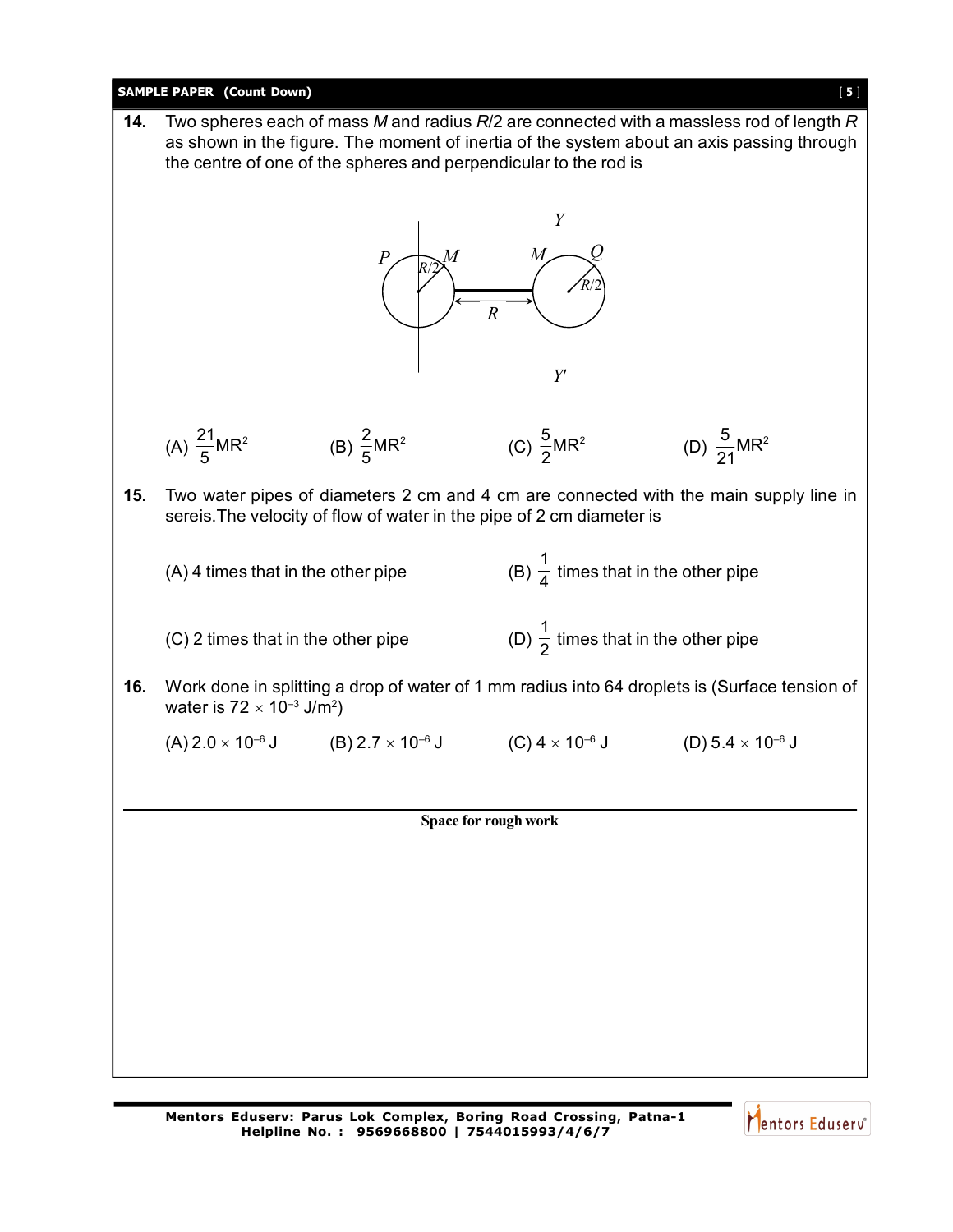**14.** Two spheres each of mass $M$ and radius $R/2$ are connected with a massless rod of length $R$ as shown in the figure. The moment of inertia of the system about an axis passing through the centre of one of the spheres and perpendicular to the rod is

(A) $\frac{21}{5}MR^2$ (B) $\frac{2}{5}MR^2$ (C) $\frac{5}{2}MR^2$ (D) $\frac{5}{21}MR^2$

**15.** Two water pipes of diameters 2 cm and 4 cm are connected with the main supply line in sereis.The velocity of flow of water in the pipe of 2 cm diameter is

(A) 4 times that in the other pipe

(B) $\frac{1}{4}$ times that in the other pipe

(C) 2 times that in the other pipe

(D) $\frac{1}{2}$ times that in the other pipe

**16.** Work done in splitting a drop of water of 1 mm radius into 64 droplets is (Surface tension of water is $72 \times 10^{-3}$ J/m$^2$)

(A) $2.0 \times 10^{-6}$ J (B) $2.7 \times 10^{-6}$ J (C) $4 \times 10^{-6}$ J (D) $5.4 \times 10^{-6}$ J

**Space for rough work**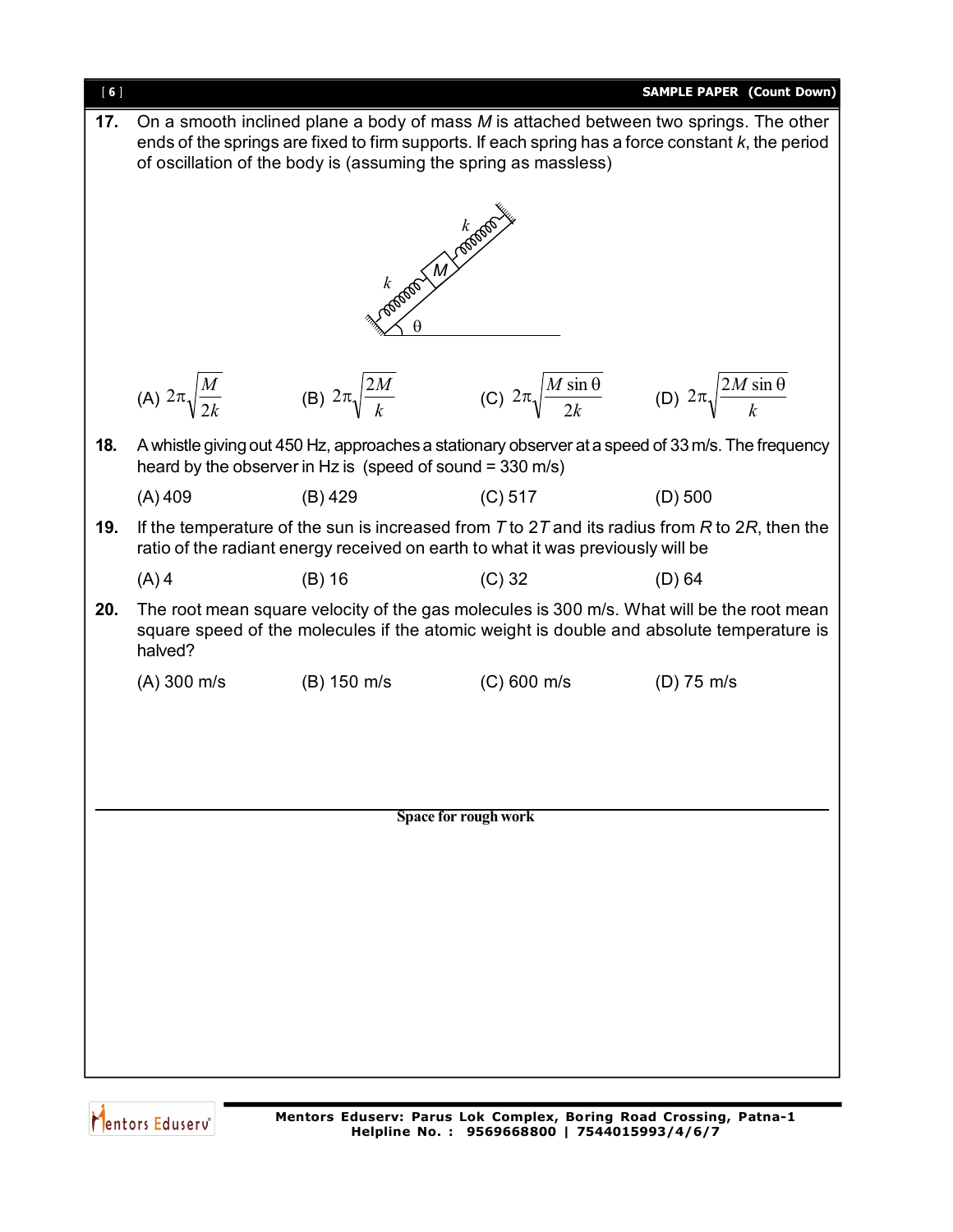**17.** On a smooth inclined plane a body of mass $M$ is attached between two springs. The other ends of the springs are fixed to firm supports. If each spring has a force constant $k$, the period of oscillation of the body is (assuming the spring as massless)

(A) $2\pi\sqrt{\frac{M}{2k}}$ (B) $2\pi\sqrt{\frac{2M}{k}}$ (C) $2\pi\sqrt{\frac{M\sin\theta}{2k}}$ (D) $2\pi\sqrt{\frac{2M\sin\theta}{k}}$

**18.** A whistle giving out 450 Hz, approaches a stationary observer at a speed of 33 m/s. The frequency heard by the observer in Hz is (speed of sound = 330 m/s)

(A) 409 (B) 429 (C) 517 (D) 500

**19.** If the temperature of the sun is increased from $T$ to $2T$ and its radius from $R$ to $2R$, then the ratio of the radiant energy received on earth to what it was previously will be

(A) 4 (B) 16 (C) 32 (D) 64

**20.** The root mean square velocity of the gas molecules is 300 m/s. What will be the root mean square speed of the molecules if the atomic weight is double and absolute temperature is halved?

(A) 300 m/s (B) 150 m/s (C) 600 m/s (D) 75 m/s

**Space for rough work**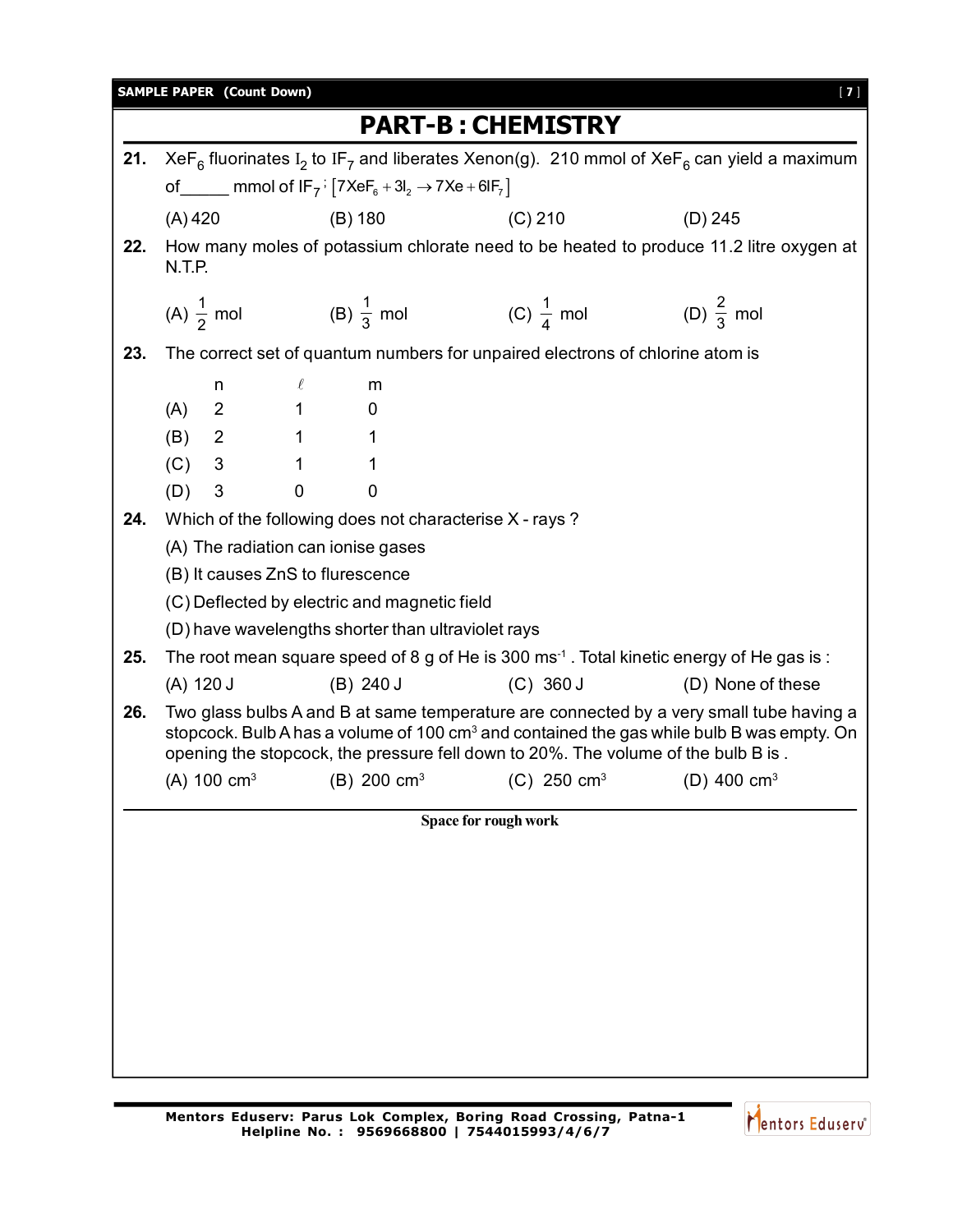# PART-B : CHEMISTRY

**21.** $XeF_6$ fluorinates $I_2$ to $IF_7$ and liberates Xenon(g). 210 mmol of $XeF_6$ can yield a maximum of_____ mmol of $IF_7$; $[7XeF_6 + 3I_2 \rightarrow 7Xe + 6IF_7]$

(A) 420 (B) 180 (C) 210 (D) 245

**22.** How many moles of potassium chlorate need to be heated to produce 11.2 litre oxygen at N.T.P.

(A) $\frac{1}{2}$ mol (B) $\frac{1}{3}$ mol (C) $\frac{1}{4}$ mol (D) $\frac{2}{3}$ mol

**23.** The correct set of quantum numbers for unpaired electrons of chlorine atom is

| | n | $\ell$ | m |
|---|---|---|---|
| (A) | 2 | 1 | 0 |
| (B) | 2 | 1 | 1 |
| (C) | 3 | 1 | 1 |
| (D) | 3 | 0 | 0 |

**24.** Which of the following does not characterise X - rays ?

(A) The radiation can ionise gases

(B) It causes ZnS to flurescence

(C) Deflected by electric and magnetic field

(D) have wavelengths shorter than ultraviolet rays

**25.** The root mean square speed of 8 g of He is 300 $ms^{-1}$ . Total kinetic energy of He gas is :

(A) 120 J (B) 240 J (C) 360 J (D) None of these

**26.** Two glass bulbs A and B at same temperature are connected by a very small tube having a stopcock. Bulb A has a volume of 100 $cm^3$ and contained the gas while bulb B was empty. On opening the stopcock, the pressure fell down to 20%. The volume of the bulb B is .

(A) 100 $cm^3$ (B) 200 $cm^3$ (C) 250 $cm^3$ (D) 400 $cm^3$

**Space for rough work**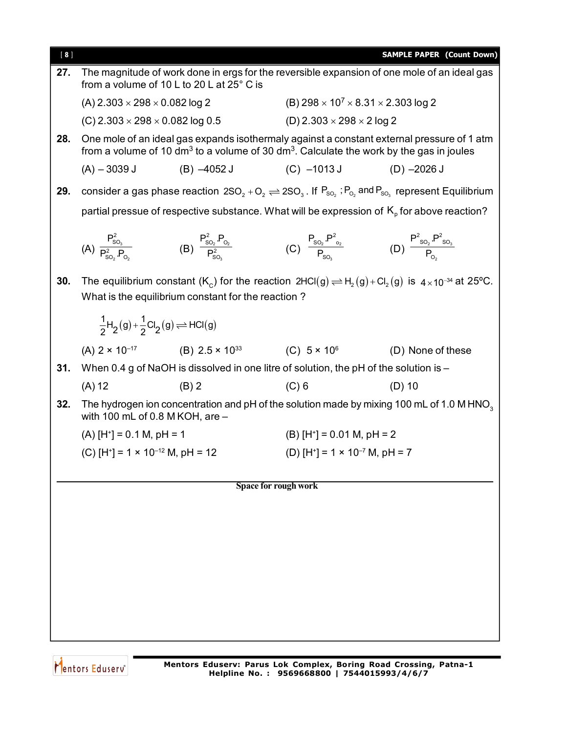**27.** The magnitude of work done in ergs for the reversible expansion of one mole of an ideal gas from a volume of 10 L to 20 L at 25° C is

(A) $2.303 \times 298 \times 0.082 \log 2$

(B) $298 \times 10^7 \times 8.31 \times 2.303 \log 2$

(C) $2.303 \times 298 \times 0.082 \log 0.5$

(D) $2.303 \times 298 \times 2 \log 2$

**28.** One mole of an ideal gas expands isothermaly against a constant external pressure of 1 atm from a volume of 10 $dm^3$ to a volume of 30 $dm^3$. Calculate the work by the gas in joules

(A) – 3039 J (B) –4052 J (C) –1013 J (D) –2026 J

**29.** consider a gas phase reaction $2SO_2 + O_2 \rightleftharpoons 2SO_3$. If $P_{SO_2}$ ; $P_{O_2}$ and $P_{SO_3}$ represent Equilibrium partial pressue of respective substance. What will be expression of $K_p$ for above reaction?

(A) $\dfrac{P^2_{SO_3}}{P^2_{SO_2}.P_{O_2}}$ (B) $\dfrac{P^2_{SO_2}.P_{O_2}}{P^2_{SO_3}}$ (C) $\dfrac{P_{SO_2}.P^2_{O_2}}{P_{SO_3}}$ (D) $\dfrac{P^2_{SO_2}.P^2_{SO_3}}{P_{O_2}}$

**30.** The equilibrium constant ($K_C$) for the reaction $2HCl(g) \rightleftharpoons H_2(g) + Cl_2(g)$ is $4 \times 10^{-34}$ at 25ºC. What is the equilibrium constant for the reaction ?

$$\frac{1}{2}H_2(g) + \frac{1}{2}Cl_2(g) \rightleftharpoons HCl(g)$$

(A) $2 \times 10^{-17}$ (B) $2.5 \times 10^{33}$ (C) $5 \times 10^{6}$ (D) None of these

**31.** When 0.4 g of NaOH is dissolved in one litre of solution, the pH of the solution is –

(A) 12 (B) 2 (C) 6 (D) 10

**32.** The hydrogen ion concentration and pH of the solution made by mixing 100 mL of 1.0 M $HNO_3$ with 100 mL of 0.8 M KOH, are –

(A) $[H^+] = 0.1$ M, pH = 1

(B) $[H^+] = 0.01$ M, pH = 2

(C) $[H^+] = 1 \times 10^{-12}$ M, pH = 12

(D) $[H^+] = 1 \times 10^{-7}$ M, pH = 7

**Space for rough work**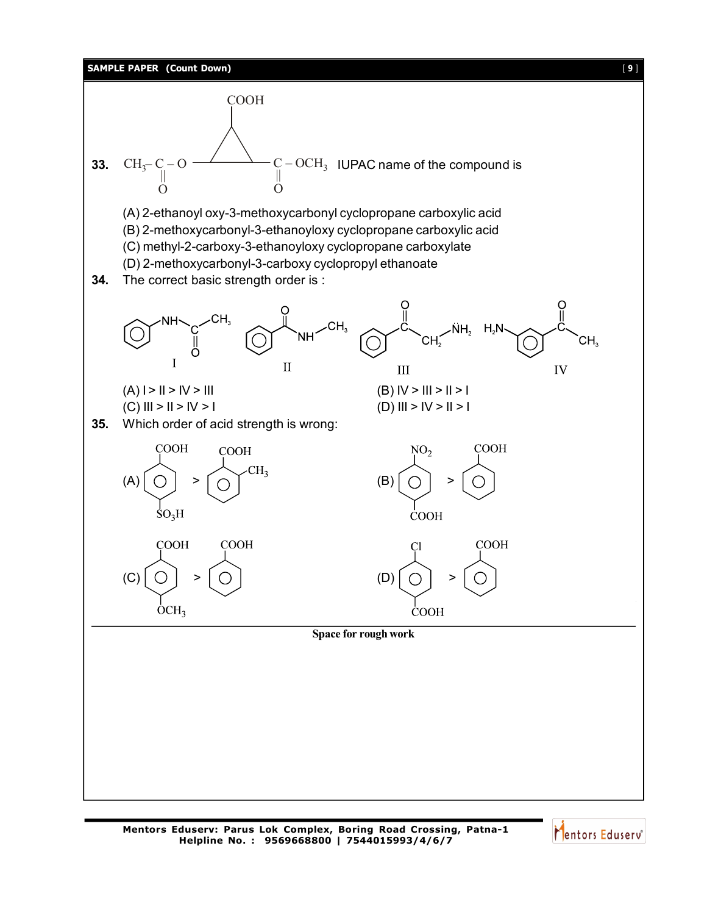**33.** $CH_3-\underset{\underset{O}{\|}}{C}-O$ — cyclopropane ring with COOH at top carbon and $-\underset{\underset{O}{\|}}{C}-OCH_3$ at right carbon. IUPAC name of the compound is

(A) 2-ethanoyl oxy-3-methoxycarbonyl cyclopropane carboxylic acid
(B) 2-methoxycarbonyl-3-ethanoyloxy cyclopropane carboxylic acid
(C) methyl-2-carboxy-3-ethanoyloxy cyclopropane carboxylate
(D) 2-methoxycarbonyl-3-carboxy cyclopropyl ethanoate

**34.** The correct basic strength order is :

I: $C_6H_5-NH-\underset{\underset{O}{\|}}{C}-CH_3$

II: $C_6H_5-\overset{\overset{O}{\|}}{C}-NH-CH_3$

III: $C_6H_5-\overset{\overset{O}{\|}}{C}-CH_2-\ddot{N}H_2$

IV: $H_2N-C_6H_4-\overset{\overset{O}{\|}}{C}-CH_3$ (meta)

(A) I > II > IV > III
(B) IV > III > II > I
(C) III > II > IV > I
(D) III > IV > II > I

**35.** Which order of acid strength is wrong:

(A) p-$HO_3S-C_6H_4-COOH$ > o-$CH_3-C_6H_4-COOH$

(B) p-$O_2N-C_6H_4-COOH$ > $C_6H_5-COOH$

(C) p-$CH_3O-C_6H_4-COOH$ > $C_6H_5-COOH$

(D) p-$Cl-C_6H_4-COOH$ > $C_6H_5-COOH$

Space for rough work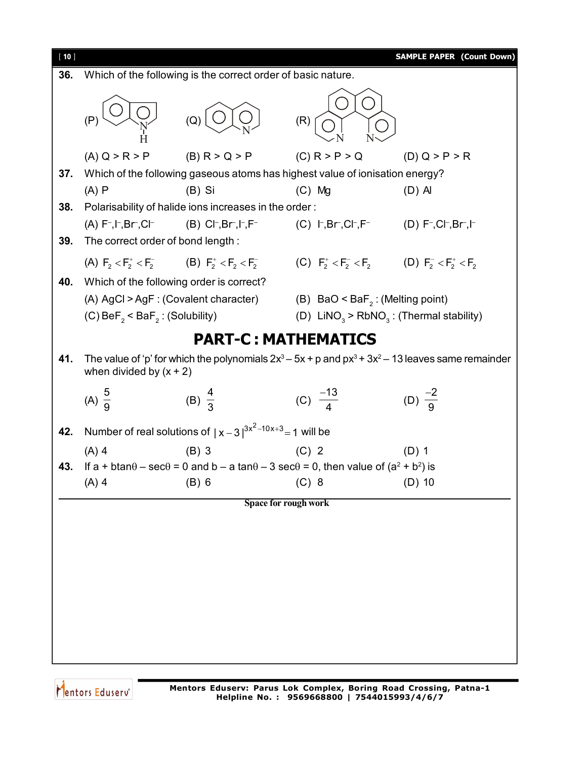**36.** Which of the following is the correct order of basic nature.

(P) (Q) (R)

(A) Q > R > P (B) R > Q > P (C) R > P > Q (D) Q > P > R

**37.** Which of the following gaseous atoms has highest value of ionisation energy?

(A) P (B) Si (C) Mg (D) Al

**38.** Polarisability of halide ions increases in the order :

(A) $F^-, I^-, Br^-, Cl^-$ (B) $Cl^-, Br^-, I^-, F^-$ (C) $I^-, Br^-, Cl^-, F^-$ (D) $F^-, Cl^-, Br^-, I^-$

**39.** The correct order of bond length :

(A) $F_2 < F_2^+ < F_2^-$ (B) $F_2^+ < F_2 < F_2^-$ (C) $F_2^+ < F_2^- < F_2$ (D) $F_2^- < F_2^+ < F_2$

**40.** Which of the following order is correct?

(A) AgCl > AgF : (Covalent character) (B) BaO < $BaF_2$ : (Melting point)

(C) $BeF_2$ < $BaF_2$ : (Solubility) (D) $LiNO_3$ > $RbNO_3$ : (Thermal stability)

## PART-C : MATHEMATICS

**41.** The value of 'p' for which the polynomials $2x^3 - 5x + p$ and $px^3 + 3x^2 - 13$ leaves same remainder when divided by $(x + 2)$

(A) $\frac{5}{9}$ (B) $\frac{4}{3}$ (C) $\frac{-13}{4}$ (D) $\frac{-2}{9}$

**42.** Number of real solutions of $|x-3|^{3x^2-10x+3} = 1$ will be

(A) 4 (B) 3 (C) 2 (D) 1

**43.** If $a + b\tan\theta - \sec\theta = 0$ and $b - a\tan\theta - 3\sec\theta = 0$, then value of $(a^2 + b^2)$ is

(A) 4 (B) 6 (C) 8 (D) 10

**Space for rough work**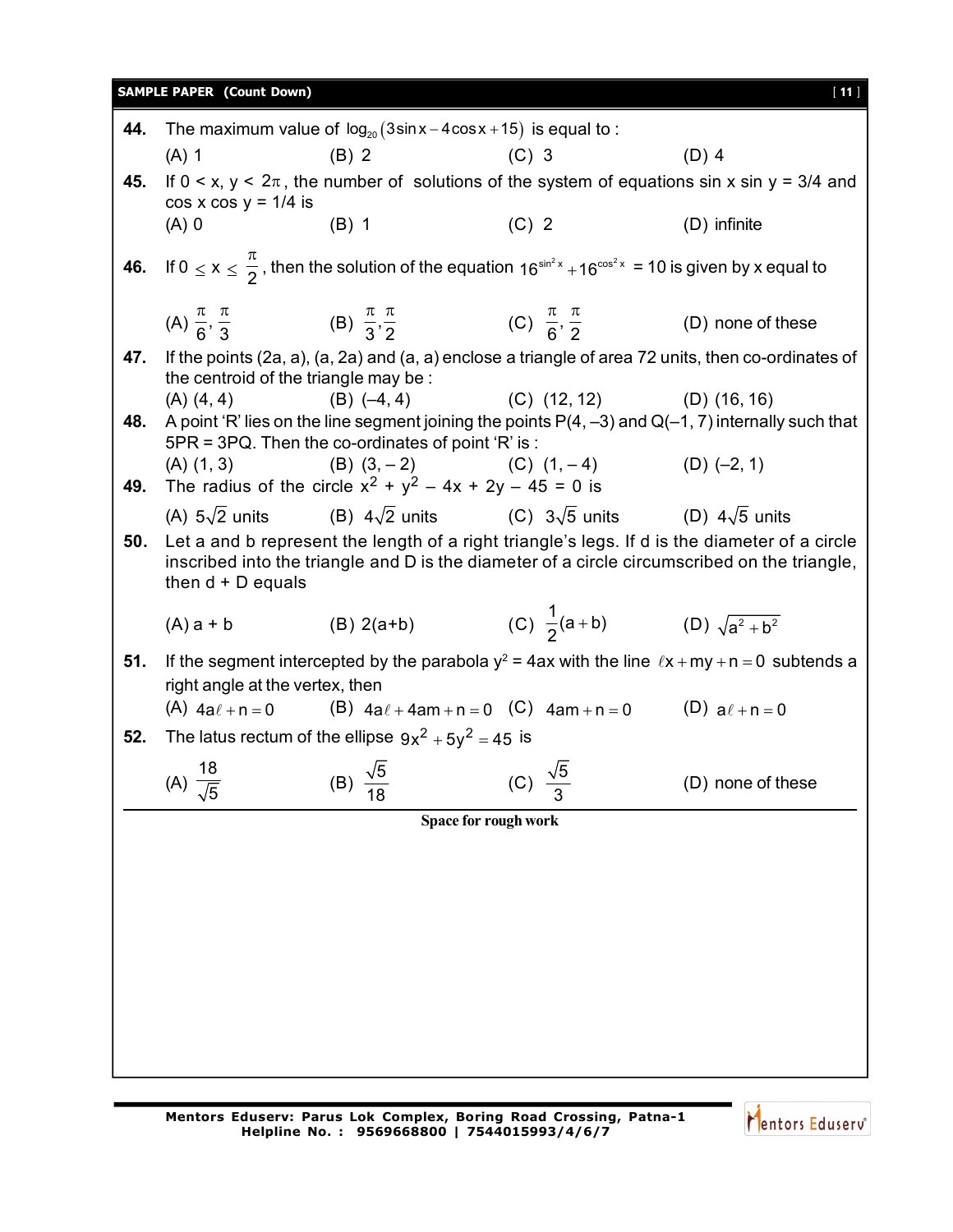**44.** The maximum value of $\log_{20}(3\sin x - 4\cos x + 15)$ is equal to :

(A) 1 (B) 2 (C) 3 (D) 4

**45.** If $0 < x, y < 2\pi$, the number of solutions of the system of equations sin x sin y = 3/4 and cos x cos y = 1/4 is

(A) 0 (B) 1 (C) 2 (D) infinite

**46.** If $0 \le x \le \frac{\pi}{2}$, then the solution of the equation $16^{\sin^2 x} + 16^{\cos^2 x} = 10$ is given by x equal to

(A) $\frac{\pi}{6}, \frac{\pi}{3}$ (B) $\frac{\pi}{3}, \frac{\pi}{2}$ (C) $\frac{\pi}{6}, \frac{\pi}{2}$ (D) none of these

**47.** If the points (2a, a), (a, 2a) and (a, a) enclose a triangle of area 72 units, then co-ordinates of the centroid of the triangle may be :

(A) (4, 4) (B) (–4, 4) (C) (12, 12) (D) (16, 16)

**48.** A point 'R' lies on the line segment joining the points P(4, –3) and Q(–1, 7) internally such that 5PR = 3PQ. Then the co-ordinates of point 'R' is :

(A) (1, 3) (B) (3, – 2) (C) (1, – 4) (D) (–2, 1)

**49.** The radius of the circle $x^2 + y^2 - 4x + 2y - 45 = 0$ is

(A) $5\sqrt{2}$ units (B) $4\sqrt{2}$ units (C) $3\sqrt{5}$ units (D) $4\sqrt{5}$ units

**50.** Let a and b represent the length of a right triangle's legs. If d is the diameter of a circle inscribed into the triangle and D is the diameter of a circle circumscribed on the triangle, then d + D equals

(A) a + b (B) 2(a+b) (C) $\frac{1}{2}(a+b)$ (D) $\sqrt{a^2 + b^2}$

**51.** If the segment intercepted by the parabola $y^2 = 4ax$ with the line $\ell x + my + n = 0$ subtends a right angle at the vertex, then

(A) $4a\ell + n = 0$ (B) $4a\ell + 4am + n = 0$ (C) $4am + n = 0$ (D) $a\ell + n = 0$

**52.** The latus rectum of the ellipse $9x^2 + 5y^2 = 45$ is

(A) $\frac{18}{\sqrt{5}}$ (B) $\frac{\sqrt{5}}{18}$ (C) $\frac{\sqrt{5}}{3}$ (D) none of these

**Space for rough work**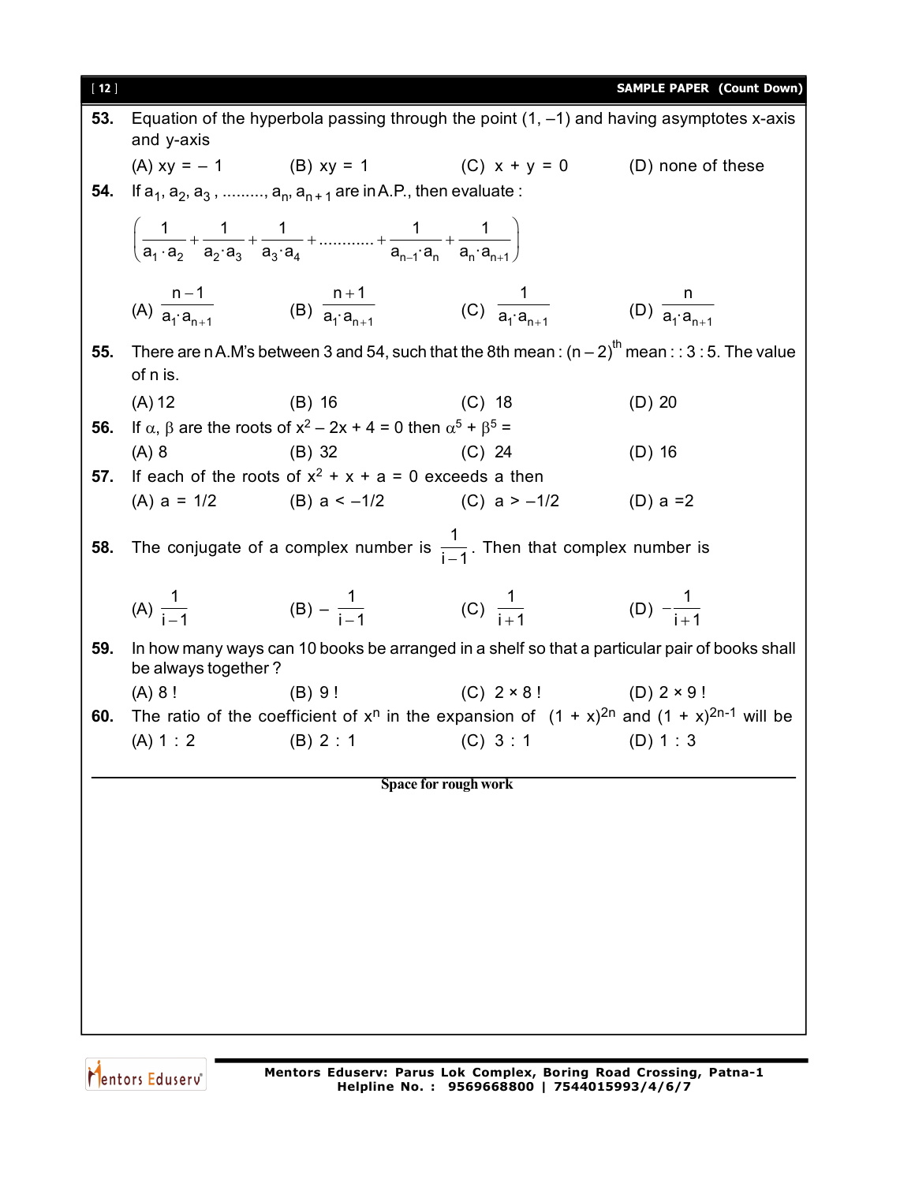**53.** Equation of the hyperbola passing through the point (1, –1) and having asymptotes x-axis and y-axis

(A) $xy = -1$ (B) $xy = 1$ (C) $x + y = 0$ (D) none of these

**54.** If $a_1, a_2, a_3, \ldots\ldots\ldots, a_n, a_{n+1}$ are in A.P., then evaluate :

$$\left(\frac{1}{a_1 \cdot a_2} + \frac{1}{a_2 \cdot a_3} + \frac{1}{a_3 \cdot a_4} + \ldots\ldots\ldots\ldots + \frac{1}{a_{n-1} \cdot a_n} + \frac{1}{a_n \cdot a_{n+1}}\right)$$

(A) $\frac{n-1}{a_1 \cdot a_{n+1}}$ (B) $\frac{n+1}{a_1 \cdot a_{n+1}}$ (C) $\frac{1}{a_1 \cdot a_{n+1}}$ (D) $\frac{n}{a_1 \cdot a_{n+1}}$

**55.** There are n A.M's between 3 and 54, such that the 8th mean : $(n-2)^{th}$ mean : : 3 : 5. The value of n is.

(A) 12 (B) 16 (C) 18 (D) 20

**56.** If $\alpha, \beta$ are the roots of $x^2 - 2x + 4 = 0$ then $\alpha^5 + \beta^5 =$

(A) 8 (B) 32 (C) 24 (D) 16

**57.** If each of the roots of $x^2 + x + a = 0$ exceeds a then

(A) $a = 1/2$ (B) $a < -1/2$ (C) $a > -1/2$ (D) $a = 2$

**58.** The conjugate of a complex number is $\frac{1}{i-1}$. Then that complex number is

(A) $\frac{1}{i-1}$ (B) $-\frac{1}{i-1}$ (C) $\frac{1}{i+1}$ (D) $-\frac{1}{i+1}$

**59.** In how many ways can 10 books be arranged in a shelf so that a particular pair of books shall be always together ?

(A) 8 ! (B) 9 ! (C) 2 × 8 ! (D) 2 × 9 !

**60.** The ratio of the coefficient of $x^n$ in the expansion of $(1 + x)^{2n}$ and $(1 + x)^{2n-1}$ will be

(A) 1 : 2 (B) 2 : 1 (C) 3 : 1 (D) 1 : 3

---

**Space for rough work**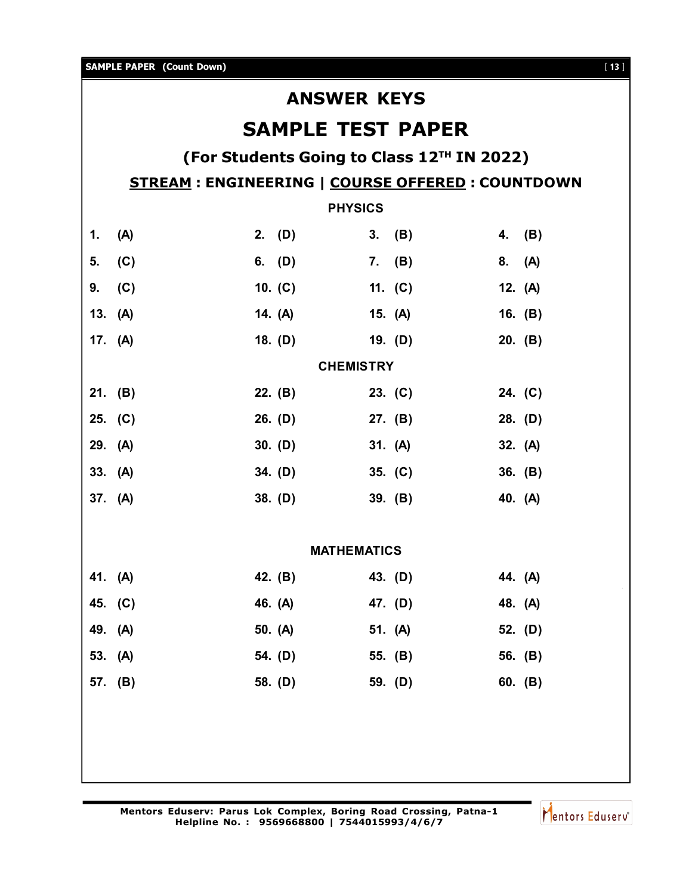# ANSWER KEYS

# SAMPLE TEST PAPER

## (For Students Going to Class 12$^{TH}$ IN 2022)

## <u>STREAM</u> : ENGINEERING | <u>COURSE OFFERED</u> : COUNTDOWN

### PHYSICS

| | | | |
|---|---|---|---|
| 1. (A) | 2. (D) | 3. (B) | 4. (B) |
| 5. (C) | 6. (D) | 7. (B) | 8. (A) |
| 9. (C) | 10. (C) | 11. (C) | 12. (A) |
| 13. (A) | 14. (A) | 15. (A) | 16. (B) |
| 17. (A) | 18. (D) | 19. (D) | 20. (B) |

### CHEMISTRY

| | | | |
|---|---|---|---|
| 21. (B) | 22. (B) | 23. (C) | 24. (C) |
| 25. (C) | 26. (D) | 27. (B) | 28. (D) |
| 29. (A) | 30. (D) | 31. (A) | 32. (A) |
| 33. (A) | 34. (D) | 35. (C) | 36. (B) |
| 37. (A) | 38. (D) | 39. (B) | 40. (A) |

### MATHEMATICS

| | | | |
|---|---|---|---|
| 41. (A) | 42. (B) | 43. (D) | 44. (A) |
| 45. (C) | 46. (A) | 47. (D) | 48. (A) |
| 49. (A) | 50. (A) | 51. (A) | 52. (D) |
| 53. (A) | 54. (D) | 55. (B) | 56. (B) |
| 57. (B) | 58. (D) | 59. (D) | 60. (B) |